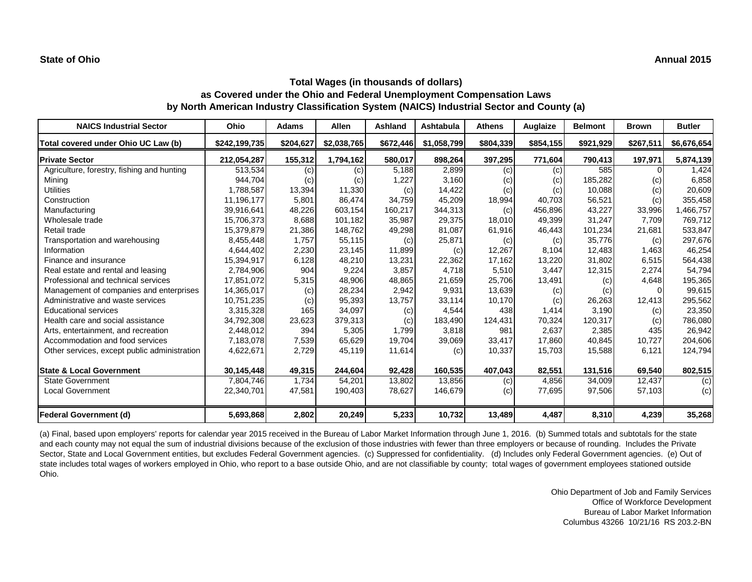**State of Ohio** **Annual 2015**

## Total Wages (in thousands of dollars)
## as Covered under the Ohio and Federal Unemployment Compensation Laws
## by North American Industry Classification System (NAICS) Industrial Sector and County (a)

| NAICS Industrial Sector | Ohio | Adams | Allen | Ashland | Ashtabula | Athens | Auglaize | Belmont | Brown | Butler |
|---|---|---|---|---|---|---|---|---|---|---|
| **Total covered under Ohio UC Law (b)** | **$242,199,735** | **$204,627** | **$2,038,765** | **$672,446** | **$1,058,799** | **$804,339** | **$854,155** | **$921,929** | **$267,511** | **$6,676,654** |
| **Private Sector** | **212,054,287** | **155,312** | **1,794,162** | **580,017** | **898,264** | **397,295** | **771,604** | **790,413** | **197,971** | **5,874,139** |
| Agriculture, forestry, fishing and hunting | 513,534 | (c) | (c) | 5,188 | 2,899 | (c) | (c) | 585 | 0 | 1,424 |
| Mining | 944,704 | (c) | (c) | 1,227 | 3,160 | (c) | (c) | 185,282 | (c) | 6,858 |
| Utilities | 1,788,587 | 13,394 | 11,330 | (c) | 14,422 | (c) | (c) | 10,088 | (c) | 20,609 |
| Construction | 11,196,177 | 5,801 | 86,474 | 34,759 | 45,209 | 18,994 | 40,703 | 56,521 | (c) | 355,458 |
| Manufacturing | 39,916,641 | 48,226 | 603,154 | 160,217 | 344,313 | (c) | 456,896 | 43,227 | 33,996 | 1,466,757 |
| Wholesale trade | 15,706,373 | 8,688 | 101,182 | 35,987 | 29,375 | 18,010 | 49,399 | 31,247 | 7,709 | 769,712 |
| Retail trade | 15,379,879 | 21,386 | 148,762 | 49,298 | 81,087 | 61,916 | 46,443 | 101,234 | 21,681 | 533,847 |
| Transportation and warehousing | 8,455,448 | 1,757 | 55,115 | (c) | 25,871 | (c) | (c) | 35,776 | (c) | 297,676 |
| Information | 4,644,402 | 2,230 | 23,145 | 11,899 | (c) | 12,267 | 8,104 | 12,483 | 1,463 | 46,254 |
| Finance and insurance | 15,394,917 | 6,128 | 48,210 | 13,231 | 22,362 | 17,162 | 13,220 | 31,802 | 6,515 | 564,438 |
| Real estate and rental and leasing | 2,784,906 | 904 | 9,224 | 3,857 | 4,718 | 5,510 | 3,447 | 12,315 | 2,274 | 54,794 |
| Professional and technical services | 17,851,072 | 5,315 | 48,906 | 48,865 | 21,659 | 25,706 | 13,491 | (c) | 4,648 | 195,365 |
| Management of companies and enterprises | 14,365,017 | (c) | 28,234 | 2,942 | 9,931 | 13,639 | (c) | (c) | 0 | 99,615 |
| Administrative and waste services | 10,751,235 | (c) | 95,393 | 13,757 | 33,114 | 10,170 | (c) | 26,263 | 12,413 | 295,562 |
| Educational services | 3,315,328 | 165 | 34,097 | (c) | 4,544 | 438 | 1,414 | 3,190 | (c) | 23,350 |
| Health care and social assistance | 34,792,308 | 23,623 | 379,313 | (c) | 183,490 | 124,431 | 70,324 | 120,317 | (c) | 786,080 |
| Arts, entertainment, and recreation | 2,448,012 | 394 | 5,305 | 1,799 | 3,818 | 981 | 2,637 | 2,385 | 435 | 26,942 |
| Accommodation and food services | 7,183,078 | 7,539 | 65,629 | 19,704 | 39,069 | 33,417 | 17,860 | 40,845 | 10,727 | 204,606 |
| Other services, except public administration | 4,622,671 | 2,729 | 45,119 | 11,614 | (c) | 10,337 | 15,703 | 15,588 | 6,121 | 124,794 |
| **State & Local Government** | **30,145,448** | **49,315** | **244,604** | **92,428** | **160,535** | **407,043** | **82,551** | **131,516** | **69,540** | **802,515** |
| State Government | 7,804,746 | 1,734 | 54,201 | 13,802 | 13,856 | (c) | 4,856 | 34,009 | 12,437 | (c) |
| Local Government | 22,340,701 | 47,581 | 190,403 | 78,627 | 146,679 | (c) | 77,695 | 97,506 | 57,103 | (c) |
| **Federal Government (d)** | **5,693,868** | **2,802** | **20,249** | **5,233** | **10,732** | **13,489** | **4,487** | **8,310** | **4,239** | **35,268** |

(a) Final, based upon employers' reports for calendar year 2015 received in the Bureau of Labor Market Information through June 1, 2016. (b) Summed totals and subtotals for the state and each county may not equal the sum of industrial divisions because of the exclusion of those industries with fewer than three employers or because of rounding. Includes the Private Sector, State and Local Government entities, but excludes Federal Government agencies. (c) Suppressed for confidentiality. (d) Includes only Federal Government agencies. (e) Out of state includes total wages of workers employed in Ohio, who report to a base outside Ohio, and are not classifiable by county; total wages of government employees stationed outside Ohio.

Ohio Department of Job and Family Services
Office of Workforce Development
Bureau of Labor Market Information
Columbus 43266 10/21/16 RS 203.2-BN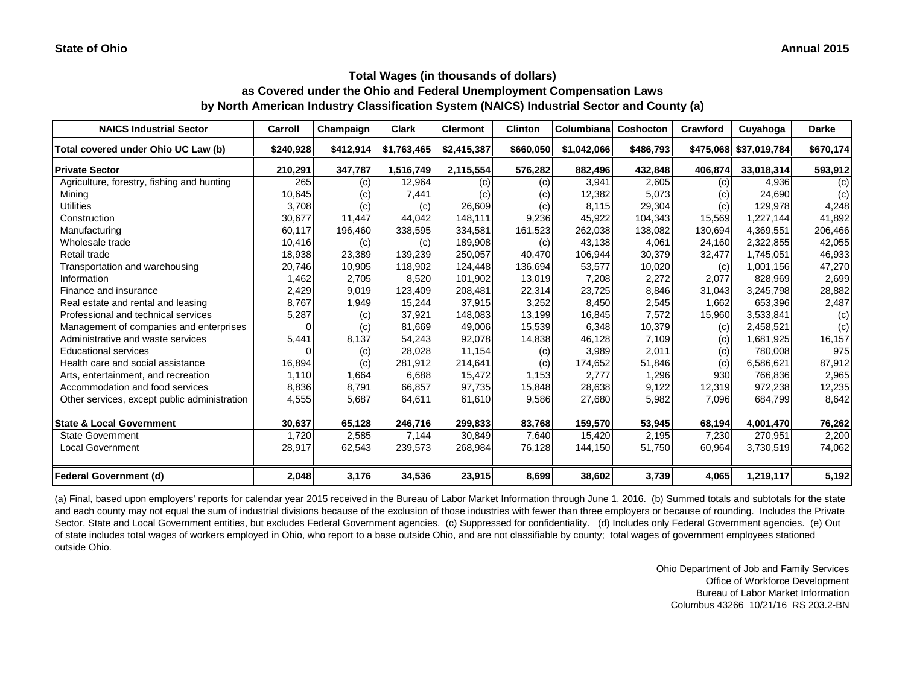State of Ohio

Annual 2015

## Total Wages (in thousands of dollars) as Covered under the Ohio and Federal Unemployment Compensation Laws by North American Industry Classification System (NAICS) Industrial Sector and County (a)

| NAICS Industrial Sector | Carroll | Champaign | Clark | Clermont | Clinton | Columbiana | Coshocton | Crawford | Cuyahoga | Darke |
|---|---|---|---|---|---|---|---|---|---|---|
| Total covered under Ohio UC Law (b) | $240,928 | $412,914 | $1,763,465 | $2,415,387 | $660,050 | $1,042,066 | $486,793 | $475,068 | $37,019,784 | $670,174 |
| **Private Sector** | 210,291 | 347,787 | 1,516,749 | 2,115,554 | 576,282 | 882,496 | 432,848 | 406,874 | 33,018,314 | 593,912 |
| Agriculture, forestry, fishing and hunting | 265 | (c) | 12,964 | (c) | (c) | 3,941 | 2,605 | (c) | 4,936 | (c) |
| Mining | 10,645 | (c) | 7,441 | (c) | (c) | 12,382 | 5,073 | (c) | 24,690 | (c) |
| Utilities | 3,708 | (c) | (c) | 26,609 | (c) | 8,115 | 29,304 | (c) | 129,978 | 4,248 |
| Construction | 30,677 | 11,447 | 44,042 | 148,111 | 9,236 | 45,922 | 104,343 | 15,569 | 1,227,144 | 41,892 |
| Manufacturing | 60,117 | 196,460 | 338,595 | 334,581 | 161,523 | 262,038 | 138,082 | 130,694 | 4,369,551 | 206,466 |
| Wholesale trade | 10,416 | (c) | (c) | 189,908 | (c) | 43,138 | 4,061 | 24,160 | 2,322,855 | 42,055 |
| Retail trade | 18,938 | 23,389 | 139,239 | 250,057 | 40,470 | 106,944 | 30,379 | 32,477 | 1,745,051 | 46,933 |
| Transportation and warehousing | 20,746 | 10,905 | 118,902 | 124,448 | 136,694 | 53,577 | 10,020 | (c) | 1,001,156 | 47,270 |
| Information | 1,462 | 2,705 | 8,520 | 101,902 | 13,019 | 7,208 | 2,272 | 2,077 | 828,969 | 2,699 |
| Finance and insurance | 2,429 | 9,019 | 123,409 | 208,481 | 22,314 | 23,725 | 8,846 | 31,043 | 3,245,798 | 28,882 |
| Real estate and rental and leasing | 8,767 | 1,949 | 15,244 | 37,915 | 3,252 | 8,450 | 2,545 | 1,662 | 653,396 | 2,487 |
| Professional and technical services | 5,287 | (c) | 37,921 | 148,083 | 13,199 | 16,845 | 7,572 | 15,960 | 3,533,841 | (c) |
| Management of companies and enterprises | 0 | (c) | 81,669 | 49,006 | 15,539 | 6,348 | 10,379 | (c) | 2,458,521 | (c) |
| Administrative and waste services | 5,441 | 8,137 | 54,243 | 92,078 | 14,838 | 46,128 | 7,109 | (c) | 1,681,925 | 16,157 |
| Educational services | 0 | (c) | 28,028 | 11,154 | (c) | 3,989 | 2,011 | (c) | 780,008 | 975 |
| Health care and social assistance | 16,894 | (c) | 281,912 | 214,641 | (c) | 174,652 | 51,846 | (c) | 6,586,621 | 87,912 |
| Arts, entertainment, and recreation | 1,110 | 1,664 | 6,688 | 15,472 | 1,153 | 2,777 | 1,296 | 930 | 766,836 | 2,965 |
| Accommodation and food services | 8,836 | 8,791 | 66,857 | 97,735 | 15,848 | 28,638 | 9,122 | 12,319 | 972,238 | 12,235 |
| Other services, except public administration | 4,555 | 5,687 | 64,611 | 61,610 | 9,586 | 27,680 | 5,982 | 7,096 | 684,799 | 8,642 |
| **State & Local Government** | 30,637 | 65,128 | 246,716 | 299,833 | 83,768 | 159,570 | 53,945 | 68,194 | 4,001,470 | 76,262 |
| State Government | 1,720 | 2,585 | 7,144 | 30,849 | 7,640 | 15,420 | 2,195 | 7,230 | 270,951 | 2,200 |
| Local Government | 28,917 | 62,543 | 239,573 | 268,984 | 76,128 | 144,150 | 51,750 | 60,964 | 3,730,519 | 74,062 |
| **Federal Government (d)** | 2,048 | 3,176 | 34,536 | 23,915 | 8,699 | 38,602 | 3,739 | 4,065 | 1,219,117 | 5,192 |

(a) Final, based upon employers' reports for calendar year 2015 received in the Bureau of Labor Market Information through June 1, 2016. (b) Summed totals and subtotals for the state and each county may not equal the sum of industrial divisions because of the exclusion of those industries with fewer than three employers or because of rounding. Includes the Private Sector, State and Local Government entities, but excludes Federal Government agencies. (c) Suppressed for confidentiality. (d) Includes only Federal Government agencies. (e) Out of state includes total wages of workers employed in Ohio, who report to a base outside Ohio, and are not classifiable by county; total wages of government employees stationed outside Ohio.

Ohio Department of Job and Family Services
Office of Workforce Development
Bureau of Labor Market Information
Columbus 43266 10/21/16 RS 203.2-BN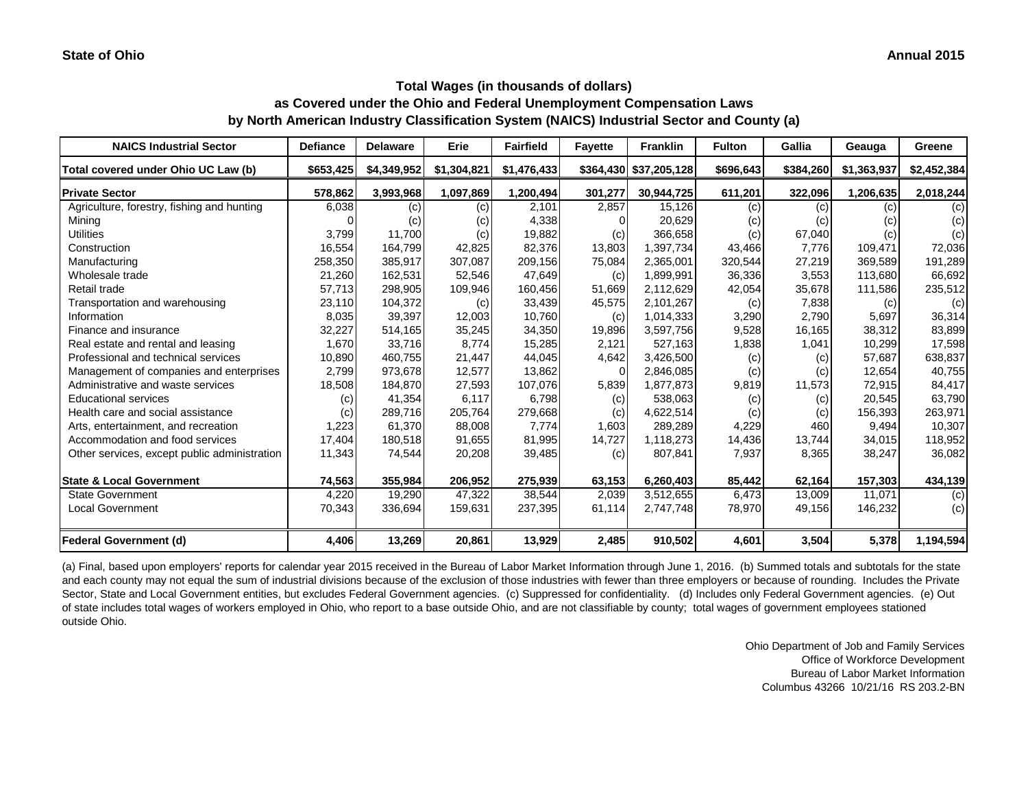**State of Ohio** **Annual 2015**

### Total Wages (in thousands of dollars)
### as Covered under the Ohio and Federal Unemployment Compensation Laws
### by North American Industry Classification System (NAICS) Industrial Sector and County (a)

| NAICS Industrial Sector | Defiance | Delaware | Erie | Fairfield | Fayette | Franklin | Fulton | Gallia | Geauga | Greene |
|---|---|---|---|---|---|---|---|---|---|---|
| Total covered under Ohio UC Law (b) | $653,425 | $4,349,952 | $1,304,821 | $1,476,433 | $364,430 | $37,205,128 | $696,643 | $384,260 | $1,363,937 | $2,452,384 |
| **Private Sector** | **578,862** | **3,993,968** | **1,097,869** | **1,200,494** | **301,277** | **30,944,725** | **611,201** | **322,096** | **1,206,635** | **2,018,244** |
| Agriculture, forestry, fishing and hunting | 6,038 | (c) | (c) | 2,101 | 2,857 | 15,126 | (c) | (c) | (c) | (c) |
| Mining | 0 | (c) | (c) | 4,338 | 0 | 20,629 | (c) | (c) | (c) | (c) |
| Utilities | 3,799 | 11,700 | (c) | 19,882 | (c) | 366,658 | (c) | 67,040 | (c) | (c) |
| Construction | 16,554 | 164,799 | 42,825 | 82,376 | 13,803 | 1,397,734 | 43,466 | 7,776 | 109,471 | 72,036 |
| Manufacturing | 258,350 | 385,917 | 307,087 | 209,156 | 75,084 | 2,365,001 | 320,544 | 27,219 | 369,589 | 191,289 |
| Wholesale trade | 21,260 | 162,531 | 52,546 | 47,649 | (c) | 1,899,991 | 36,336 | 3,553 | 113,680 | 66,692 |
| Retail trade | 57,713 | 298,905 | 109,946 | 160,456 | 51,669 | 2,112,629 | 42,054 | 35,678 | 111,586 | 235,512 |
| Transportation and warehousing | 23,110 | 104,372 | (c) | 33,439 | 45,575 | 2,101,267 | (c) | 7,838 | (c) | (c) |
| Information | 8,035 | 39,397 | 12,003 | 10,760 | (c) | 1,014,333 | 3,290 | 2,790 | 5,697 | 36,314 |
| Finance and insurance | 32,227 | 514,165 | 35,245 | 34,350 | 19,896 | 3,597,756 | 9,528 | 16,165 | 38,312 | 83,899 |
| Real estate and rental and leasing | 1,670 | 33,716 | 8,774 | 15,285 | 2,121 | 527,163 | 1,838 | 1,041 | 10,299 | 17,598 |
| Professional and technical services | 10,890 | 460,755 | 21,447 | 44,045 | 4,642 | 3,426,500 | (c) | (c) | 57,687 | 638,837 |
| Management of companies and enterprises | 2,799 | 973,678 | 12,577 | 13,862 | 0 | 2,846,085 | (c) | (c) | 12,654 | 40,755 |
| Administrative and waste services | 18,508 | 184,870 | 27,593 | 107,076 | 5,839 | 1,877,873 | 9,819 | 11,573 | 72,915 | 84,417 |
| Educational services | (c) | 41,354 | 6,117 | 6,798 | (c) | 538,063 | (c) | (c) | 20,545 | 63,790 |
| Health care and social assistance | (c) | 289,716 | 205,764 | 279,668 | (c) | 4,622,514 | (c) | (c) | 156,393 | 263,971 |
| Arts, entertainment, and recreation | 1,223 | 61,370 | 88,008 | 7,774 | 1,603 | 289,289 | 4,229 | 460 | 9,494 | 10,307 |
| Accommodation and food services | 17,404 | 180,518 | 91,655 | 81,995 | 14,727 | 1,118,273 | 14,436 | 13,744 | 34,015 | 118,952 |
| Other services, except public administration | 11,343 | 74,544 | 20,208 | 39,485 | (c) | 807,841 | 7,937 | 8,365 | 38,247 | 36,082 |
| **State & Local Government** | **74,563** | **355,984** | **206,952** | **275,939** | **63,153** | **6,260,403** | **85,442** | **62,164** | **157,303** | **434,139** |
| State Government | 4,220 | 19,290 | 47,322 | 38,544 | 2,039 | 3,512,655 | 6,473 | 13,009 | 11,071 | (c) |
| Local Government | 70,343 | 336,694 | 159,631 | 237,395 | 61,114 | 2,747,748 | 78,970 | 49,156 | 146,232 | (c) |
| **Federal Government (d)** | **4,406** | **13,269** | **20,861** | **13,929** | **2,485** | **910,502** | **4,601** | **3,504** | **5,378** | **1,194,594** |

(a) Final, based upon employers' reports for calendar year 2015 received in the Bureau of Labor Market Information through June 1, 2016. (b) Summed totals and subtotals for the state and each county may not equal the sum of industrial divisions because of the exclusion of those industries with fewer than three employers or because of rounding. Includes the Private Sector, State and Local Government entities, but excludes Federal Government agencies. (c) Suppressed for confidentiality. (d) Includes only Federal Government agencies. (e) Out of state includes total wages of workers employed in Ohio, who report to a base outside Ohio, and are not classifiable by county; total wages of government employees stationed outside Ohio.

Ohio Department of Job and Family Services
Office of Workforce Development
Bureau of Labor Market Information
Columbus 43266 10/21/16 RS 203.2-BN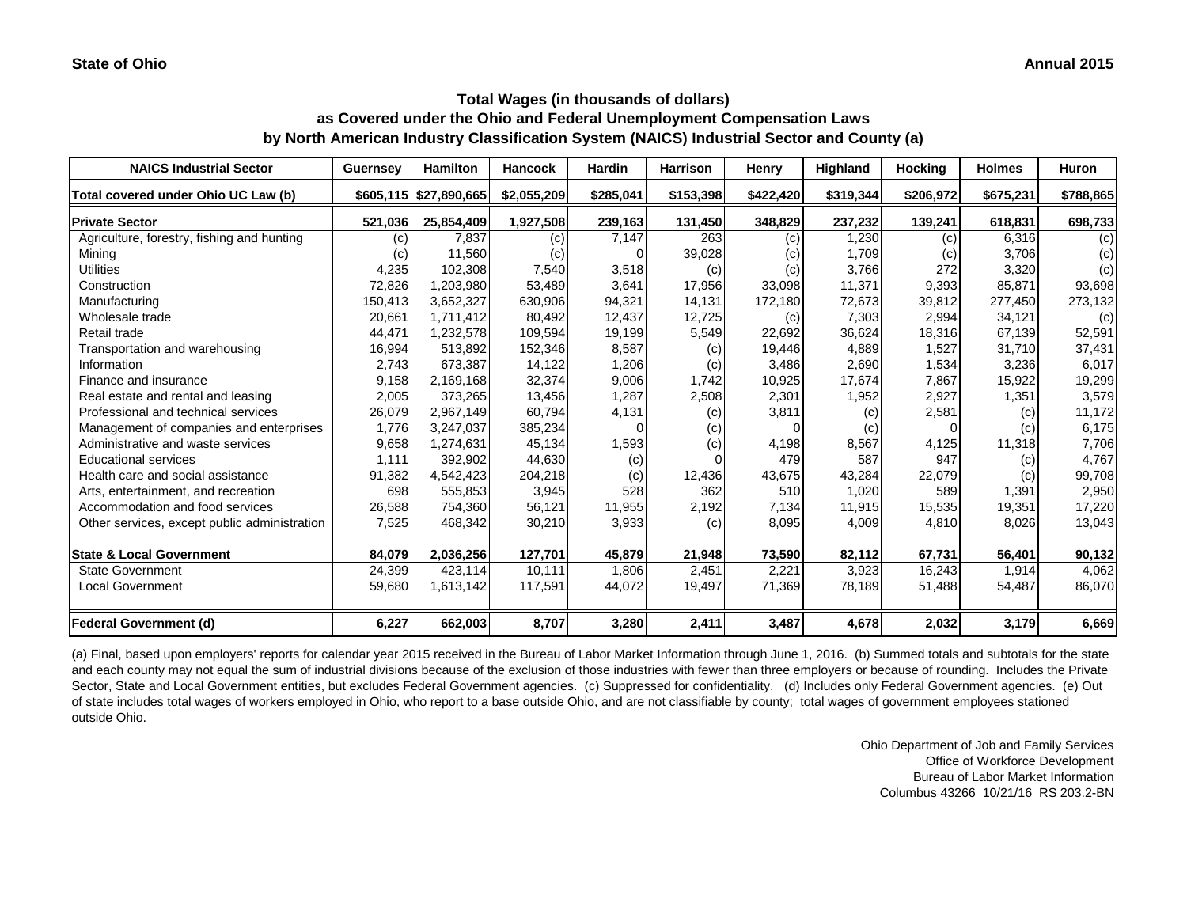**State of Ohio** **Annual 2015**

## Total Wages (in thousands of dollars) as Covered under the Ohio and Federal Unemployment Compensation Laws by North American Industry Classification System (NAICS) Industrial Sector and County (a)

| NAICS Industrial Sector | Guernsey | Hamilton | Hancock | Hardin | Harrison | Henry | Highland | Hocking | Holmes | Huron |
|---|---|---|---|---|---|---|---|---|---|---|
| Total covered under Ohio UC Law (b) | $605,115 | $27,890,665 | $2,055,209 | $285,041 | $153,398 | $422,420 | $319,344 | $206,972 | $675,231 | $788,865 |
| **Private Sector** | **521,036** | **25,854,409** | **1,927,508** | **239,163** | **131,450** | **348,829** | **237,232** | **139,241** | **618,831** | **698,733** |
| Agriculture, forestry, fishing and hunting | (c) | 7,837 | (c) | 7,147 | 263 | (c) | 1,230 | (c) | 6,316 | (c) |
| Mining | (c) | 11,560 | (c) | 0 | 39,028 | (c) | 1,709 | (c) | 3,706 | (c) |
| Utilities | 4,235 | 102,308 | 7,540 | 3,518 | (c) | (c) | 3,766 | 272 | 3,320 | (c) |
| Construction | 72,826 | 1,203,980 | 53,489 | 3,641 | 17,956 | 33,098 | 11,371 | 9,393 | 85,871 | 93,698 |
| Manufacturing | 150,413 | 3,652,327 | 630,906 | 94,321 | 14,131 | 172,180 | 72,673 | 39,812 | 277,450 | 273,132 |
| Wholesale trade | 20,661 | 1,711,412 | 80,492 | 12,437 | 12,725 | (c) | 7,303 | 2,994 | 34,121 | (c) |
| Retail trade | 44,471 | 1,232,578 | 109,594 | 19,199 | 5,549 | 22,692 | 36,624 | 18,316 | 67,139 | 52,591 |
| Transportation and warehousing | 16,994 | 513,892 | 152,346 | 8,587 | (c) | 19,446 | 4,889 | 1,527 | 31,710 | 37,431 |
| Information | 2,743 | 673,387 | 14,122 | 1,206 | (c) | 3,486 | 2,690 | 1,534 | 3,236 | 6,017 |
| Finance and insurance | 9,158 | 2,169,168 | 32,374 | 9,006 | 1,742 | 10,925 | 17,674 | 7,867 | 15,922 | 19,299 |
| Real estate and rental and leasing | 2,005 | 373,265 | 13,456 | 1,287 | 2,508 | 2,301 | 1,952 | 2,927 | 1,351 | 3,579 |
| Professional and technical services | 26,079 | 2,967,149 | 60,794 | 4,131 | (c) | 3,811 | (c) | 2,581 | (c) | 11,172 |
| Management of companies and enterprises | 1,776 | 3,247,037 | 385,234 | 0 | (c) | 0 | (c) | 0 | (c) | 6,175 |
| Administrative and waste services | 9,658 | 1,274,631 | 45,134 | 1,593 | (c) | 4,198 | 8,567 | 4,125 | 11,318 | 7,706 |
| Educational services | 1,111 | 392,902 | 44,630 | (c) | 0 | 479 | 587 | 947 | (c) | 4,767 |
| Health care and social assistance | 91,382 | 4,542,423 | 204,218 | (c) | 12,436 | 43,675 | 43,284 | 22,079 | (c) | 99,708 |
| Arts, entertainment, and recreation | 698 | 555,853 | 3,945 | 528 | 362 | 510 | 1,020 | 589 | 1,391 | 2,950 |
| Accommodation and food services | 26,588 | 754,360 | 56,121 | 11,955 | 2,192 | 7,134 | 11,915 | 15,535 | 19,351 | 17,220 |
| Other services, except public administration | 7,525 | 468,342 | 30,210 | 3,933 | (c) | 8,095 | 4,009 | 4,810 | 8,026 | 13,043 |
| **State & Local Government** | **84,079** | **2,036,256** | **127,701** | **45,879** | **21,948** | **73,590** | **82,112** | **67,731** | **56,401** | **90,132** |
| State Government | 24,399 | 423,114 | 10,111 | 1,806 | 2,451 | 2,221 | 3,923 | 16,243 | 1,914 | 4,062 |
| Local Government | 59,680 | 1,613,142 | 117,591 | 44,072 | 19,497 | 71,369 | 78,189 | 51,488 | 54,487 | 86,070 |
| **Federal Government (d)** | **6,227** | **662,003** | **8,707** | **3,280** | **2,411** | **3,487** | **4,678** | **2,032** | **3,179** | **6,669** |

(a) Final, based upon employers' reports for calendar year 2015 received in the Bureau of Labor Market Information through June 1, 2016. (b) Summed totals and subtotals for the state and each county may not equal the sum of industrial divisions because of the exclusion of those industries with fewer than three employers or because of rounding. Includes the Private Sector, State and Local Government entities, but excludes Federal Government agencies. (c) Suppressed for confidentiality. (d) Includes only Federal Government agencies. (e) Out of state includes total wages of workers employed in Ohio, who report to a base outside Ohio, and are not classifiable by county; total wages of government employees stationed outside Ohio.

Ohio Department of Job and Family Services
Office of Workforce Development
Bureau of Labor Market Information
Columbus 43266 10/21/16 RS 203.2-BN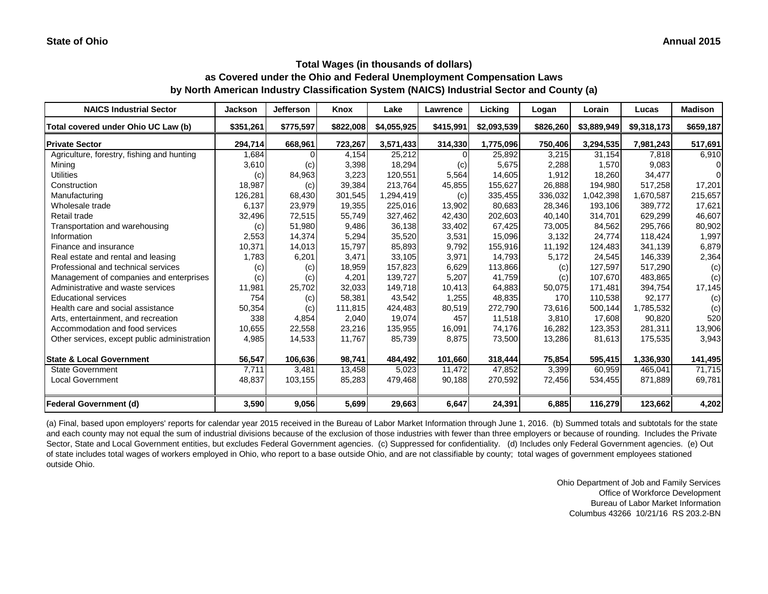**State of Ohio** **Annual 2015**

## Total Wages (in thousands of dollars)
## as Covered under the Ohio and Federal Unemployment Compensation Laws
## by North American Industry Classification System (NAICS) Industrial Sector and County (a)

| NAICS Industrial Sector | Jackson | Jefferson | Knox | Lake | Lawrence | Licking | Logan | Lorain | Lucas | Madison |
|---|---|---|---|---|---|---|---|---|---|---|
| Total covered under Ohio UC Law (b) | $351,261 | $775,597 | $822,008 | $4,055,925 | $415,991 | $2,093,539 | $826,260 | $3,889,949 | $9,318,173 | $659,187 |
| **Private Sector** | 294,714 | 668,961 | 723,267 | 3,571,433 | 314,330 | 1,775,096 | 750,406 | 3,294,535 | 7,981,243 | 517,691 |
| Agriculture, forestry, fishing and hunting | 1,684 | 0 | 4,154 | 25,212 | 0 | 25,892 | 3,215 | 31,154 | 7,818 | 6,910 |
| Mining | 3,610 | (c) | 3,398 | 18,294 | (c) | 5,675 | 2,288 | 1,570 | 9,083 | 0 |
| Utilities | (c) | 84,963 | 3,223 | 120,551 | 5,564 | 14,605 | 1,912 | 18,260 | 34,477 | 0 |
| Construction | 18,987 | (c) | 39,384 | 213,764 | 45,855 | 155,627 | 26,888 | 194,980 | 517,258 | 17,201 |
| Manufacturing | 126,281 | 68,430 | 301,545 | 1,294,419 | (c) | 335,455 | 336,032 | 1,042,398 | 1,670,587 | 215,657 |
| Wholesale trade | 6,137 | 23,979 | 19,355 | 225,016 | 13,902 | 80,683 | 28,346 | 193,106 | 389,772 | 17,621 |
| Retail trade | 32,496 | 72,515 | 55,749 | 327,462 | 42,430 | 202,603 | 40,140 | 314,701 | 629,299 | 46,607 |
| Transportation and warehousing | (c) | 51,980 | 9,486 | 36,138 | 33,402 | 67,425 | 73,005 | 84,562 | 295,766 | 80,902 |
| Information | 2,553 | 14,374 | 5,294 | 35,520 | 3,531 | 15,096 | 3,132 | 24,774 | 118,424 | 1,997 |
| Finance and insurance | 10,371 | 14,013 | 15,797 | 85,893 | 9,792 | 155,916 | 11,192 | 124,483 | 341,139 | 6,879 |
| Real estate and rental and leasing | 1,783 | 6,201 | 3,471 | 33,105 | 3,971 | 14,793 | 5,172 | 24,545 | 146,339 | 2,364 |
| Professional and technical services | (c) | (c) | 18,959 | 157,823 | 6,629 | 113,866 | (c) | 127,597 | 517,290 | (c) |
| Management of companies and enterprises | (c) | (c) | 4,201 | 139,727 | 5,207 | 41,759 | (c) | 107,670 | 483,865 | (c) |
| Administrative and waste services | 11,981 | 25,702 | 32,033 | 149,718 | 10,413 | 64,883 | 50,075 | 171,481 | 394,754 | 17,145 |
| Educational services | 754 | (c) | 58,381 | 43,542 | 1,255 | 48,835 | 170 | 110,538 | 92,177 | (c) |
| Health care and social assistance | 50,354 | (c) | 111,815 | 424,483 | 80,519 | 272,790 | 73,616 | 500,144 | 1,785,532 | (c) |
| Arts, entertainment, and recreation | 338 | 4,854 | 2,040 | 19,074 | 457 | 11,518 | 3,810 | 17,608 | 90,820 | 520 |
| Accommodation and food services | 10,655 | 22,558 | 23,216 | 135,955 | 16,091 | 74,176 | 16,282 | 123,353 | 281,311 | 13,906 |
| Other services, except public administration | 4,985 | 14,533 | 11,767 | 85,739 | 8,875 | 73,500 | 13,286 | 81,613 | 175,535 | 3,943 |
| **State & Local Government** | 56,547 | 106,636 | 98,741 | 484,492 | 101,660 | 318,444 | 75,854 | 595,415 | 1,336,930 | 141,495 |
| State Government | 7,711 | 3,481 | 13,458 | 5,023 | 11,472 | 47,852 | 3,399 | 60,959 | 465,041 | 71,715 |
| Local Government | 48,837 | 103,155 | 85,283 | 479,468 | 90,188 | 270,592 | 72,456 | 534,455 | 871,889 | 69,781 |
| **Federal Government (d)** | 3,590 | 9,056 | 5,699 | 29,663 | 6,647 | 24,391 | 6,885 | 116,279 | 123,662 | 4,202 |

(a) Final, based upon employers' reports for calendar year 2015 received in the Bureau of Labor Market Information through June 1, 2016. (b) Summed totals and subtotals for the state and each county may not equal the sum of industrial divisions because of the exclusion of those industries with fewer than three employers or because of rounding. Includes the Private Sector, State and Local Government entities, but excludes Federal Government agencies. (c) Suppressed for confidentiality. (d) Includes only Federal Government agencies. (e) Out of state includes total wages of workers employed in Ohio, who report to a base outside Ohio, and are not classifiable by county; total wages of government employees stationed outside Ohio.

Ohio Department of Job and Family Services
Office of Workforce Development
Bureau of Labor Market Information
Columbus 43266 10/21/16 RS 203.2-BN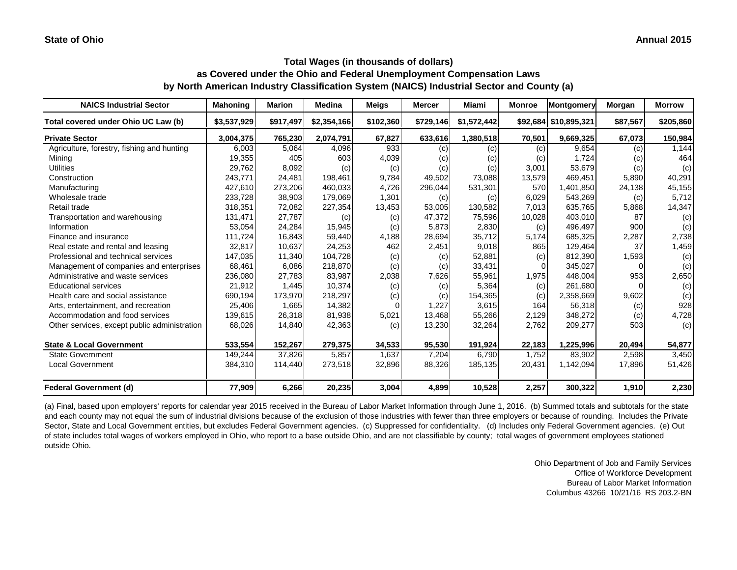**State of Ohio** **Annual 2015**

# Total Wages (in thousands of dollars)
## as Covered under the Ohio and Federal Unemployment Compensation Laws
## by North American Industry Classification System (NAICS) Industrial Sector and County (a)

| NAICS Industrial Sector | Mahoning | Marion | Medina | Meigs | Mercer | Miami | Monroe | Montgomery | Morgan | Morrow |
|---|---|---|---|---|---|---|---|---|---|---|
| **Total covered under Ohio UC Law (b)** | **$3,537,929** | **$917,497** | **$2,354,166** | **$102,360** | **$729,146** | **$1,572,442** | **$92,684** | **$10,895,321** | **$87,567** | **$205,860** |
| **Private Sector** | **3,004,375** | **765,230** | **2,074,791** | **67,827** | **633,616** | **1,380,518** | **70,501** | **9,669,325** | **67,073** | **150,984** |
| Agriculture, forestry, fishing and hunting | 6,003 | 5,064 | 4,096 | 933 | (c) | (c) | (c) | 9,654 | (c) | 1,144 |
| Mining | 19,355 | 405 | 603 | 4,039 | (c) | (c) | (c) | 1,724 | (c) | 464 |
| Utilities | 29,762 | 8,092 | (c) | (c) | (c) | (c) | 3,001 | 53,679 | (c) | (c) |
| Construction | 243,771 | 24,481 | 198,461 | 9,784 | 49,502 | 73,088 | 13,579 | 469,451 | 5,890 | 40,291 |
| Manufacturing | 427,610 | 273,206 | 460,033 | 4,726 | 296,044 | 531,301 | 570 | 1,401,850 | 24,138 | 45,155 |
| Wholesale trade | 233,728 | 38,903 | 179,069 | 1,301 | (c) | (c) | 6,029 | 543,269 | (c) | 5,712 |
| Retail trade | 318,351 | 72,082 | 227,354 | 13,453 | 53,005 | 130,582 | 7,013 | 635,765 | 5,868 | 14,347 |
| Transportation and warehousing | 131,471 | 27,787 | (c) | (c) | 47,372 | 75,596 | 10,028 | 403,010 | 87 | (c) |
| Information | 53,054 | 24,284 | 15,945 | (c) | 5,873 | 2,830 | (c) | 496,497 | 900 | (c) |
| Finance and insurance | 111,724 | 16,843 | 59,440 | 4,188 | 28,694 | 35,712 | 5,174 | 685,325 | 2,287 | 2,738 |
| Real estate and rental and leasing | 32,817 | 10,637 | 24,253 | 462 | 2,451 | 9,018 | 865 | 129,464 | 37 | 1,459 |
| Professional and technical services | 147,035 | 11,340 | 104,728 | (c) | (c) | 52,881 | (c) | 812,390 | 1,593 | (c) |
| Management of companies and enterprises | 68,461 | 6,086 | 218,870 | (c) | (c) | 33,431 | 0 | 345,027 | 0 | (c) |
| Administrative and waste services | 236,080 | 27,783 | 83,987 | 2,038 | 7,626 | 55,961 | 1,975 | 448,004 | 953 | 2,650 |
| Educational services | 21,912 | 1,445 | 10,374 | (c) | (c) | 5,364 | (c) | 261,680 | 0 | (c) |
| Health care and social assistance | 690,194 | 173,970 | 218,297 | (c) | (c) | 154,365 | (c) | 2,358,669 | 9,602 | (c) |
| Arts, entertainment, and recreation | 25,406 | 1,665 | 14,382 | 0 | 1,227 | 3,615 | 164 | 56,318 | (c) | 928 |
| Accommodation and food services | 139,615 | 26,318 | 81,938 | 5,021 | 13,468 | 55,266 | 2,129 | 348,272 | (c) | 4,728 |
| Other services, except public administration | 68,026 | 14,840 | 42,363 | (c) | 13,230 | 32,264 | 2,762 | 209,277 | 503 | (c) |
| **State & Local Government** | **533,554** | **152,267** | **279,375** | **34,533** | **95,530** | **191,924** | **22,183** | **1,225,996** | **20,494** | **54,877** |
| State Government | 149,244 | 37,826 | 5,857 | 1,637 | 7,204 | 6,790 | 1,752 | 83,902 | 2,598 | 3,450 |
| Local Government | 384,310 | 114,440 | 273,518 | 32,896 | 88,326 | 185,135 | 20,431 | 1,142,094 | 17,896 | 51,426 |
| **Federal Government (d)** | **77,909** | **6,266** | **20,235** | **3,004** | **4,899** | **10,528** | **2,257** | **300,322** | **1,910** | **2,230** |

(a) Final, based upon employers' reports for calendar year 2015 received in the Bureau of Labor Market Information through June 1, 2016. (b) Summed totals and subtotals for the state and each county may not equal the sum of industrial divisions because of the exclusion of those industries with fewer than three employers or because of rounding. Includes the Private Sector, State and Local Government entities, but excludes Federal Government agencies. (c) Suppressed for confidentiality. (d) Includes only Federal Government agencies. (e) Out of state includes total wages of workers employed in Ohio, who report to a base outside Ohio, and are not classifiable by county; total wages of government employees stationed outside Ohio.

Ohio Department of Job and Family Services
Office of Workforce Development
Bureau of Labor Market Information
Columbus 43266 10/21/16 RS 203.2-BN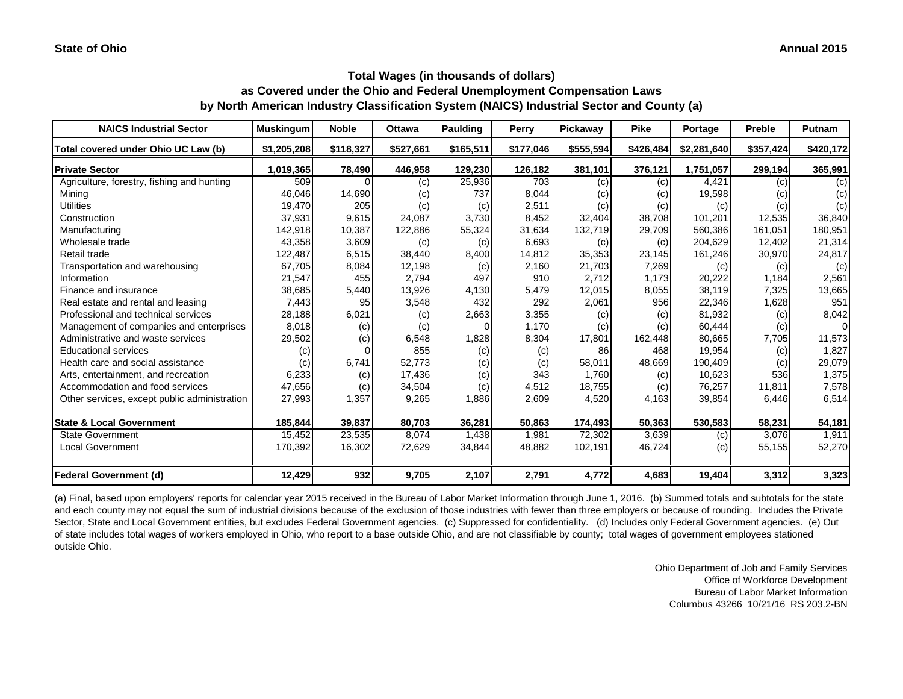**State of Ohio**

**Annual 2015**

# Total Wages (in thousands of dollars)
## as Covered under the Ohio and Federal Unemployment Compensation Laws
## by North American Industry Classification System (NAICS) Industrial Sector and County (a)

| NAICS Industrial Sector | Muskingum | Noble | Ottawa | Paulding | Perry | Pickaway | Pike | Portage | Preble | Putnam |
|---|---|---|---|---|---|---|---|---|---|---|
| Total covered under Ohio UC Law (b) | $1,205,208 | $118,327 | $527,661 | $165,511 | $177,046 | $555,594 | $426,484 | $2,281,640 | $357,424 | $420,172 |
| **Private Sector** | 1,019,365 | 78,490 | 446,958 | 129,230 | 126,182 | 381,101 | 376,121 | 1,751,057 | 299,194 | 365,991 |
| Agriculture, forestry, fishing and hunting | 509 | 0 | (c) | 25,936 | 703 | (c) | (c) | 4,421 | (c) | (c) |
| Mining | 46,046 | 14,690 | (c) | 737 | 8,044 | (c) | (c) | 19,598 | (c) | (c) |
| Utilities | 19,470 | 205 | (c) | (c) | 2,511 | (c) | (c) | (c) | (c) | (c) |
| Construction | 37,931 | 9,615 | 24,087 | 3,730 | 8,452 | 32,404 | 38,708 | 101,201 | 12,535 | 36,840 |
| Manufacturing | 142,918 | 10,387 | 122,886 | 55,324 | 31,634 | 132,719 | 29,709 | 560,386 | 161,051 | 180,951 |
| Wholesale trade | 43,358 | 3,609 | (c) | (c) | 6,693 | (c) | (c) | 204,629 | 12,402 | 21,314 |
| Retail trade | 122,487 | 6,515 | 38,440 | 8,400 | 14,812 | 35,353 | 23,145 | 161,246 | 30,970 | 24,817 |
| Transportation and warehousing | 67,705 | 8,084 | 12,198 | (c) | 2,160 | 21,703 | 7,269 | (c) | (c) | (c) |
| Information | 21,547 | 455 | 2,794 | 497 | 910 | 2,712 | 1,173 | 20,222 | 1,184 | 2,561 |
| Finance and insurance | 38,685 | 5,440 | 13,926 | 4,130 | 5,479 | 12,015 | 8,055 | 38,119 | 7,325 | 13,665 |
| Real estate and rental and leasing | 7,443 | 95 | 3,548 | 432 | 292 | 2,061 | 956 | 22,346 | 1,628 | 951 |
| Professional and technical services | 28,188 | 6,021 | (c) | 2,663 | 3,355 | (c) | (c) | 81,932 | (c) | 8,042 |
| Management of companies and enterprises | 8,018 | (c) | (c) | 0 | 1,170 | (c) | (c) | 60,444 | (c) | 0 |
| Administrative and waste services | 29,502 | (c) | 6,548 | 1,828 | 8,304 | 17,801 | 162,448 | 80,665 | 7,705 | 11,573 |
| Educational services | (c) | 0 | 855 | (c) | (c) | 86 | 468 | 19,954 | (c) | 1,827 |
| Health care and social assistance | (c) | 6,741 | 52,773 | (c) | (c) | 58,011 | 48,669 | 190,409 | (c) | 29,079 |
| Arts, entertainment, and recreation | 6,233 | (c) | 17,436 | (c) | 343 | 1,760 | (c) | 10,623 | 536 | 1,375 |
| Accommodation and food services | 47,656 | (c) | 34,504 | (c) | 4,512 | 18,755 | (c) | 76,257 | 11,811 | 7,578 |
| Other services, except public administration | 27,993 | 1,357 | 9,265 | 1,886 | 2,609 | 4,520 | 4,163 | 39,854 | 6,446 | 6,514 |
| **State & Local Government** | 185,844 | 39,837 | 80,703 | 36,281 | 50,863 | 174,493 | 50,363 | 530,583 | 58,231 | 54,181 |
| State Government | 15,452 | 23,535 | 8,074 | 1,438 | 1,981 | 72,302 | 3,639 | (c) | 3,076 | 1,911 |
| Local Government | 170,392 | 16,302 | 72,629 | 34,844 | 48,882 | 102,191 | 46,724 | (c) | 55,155 | 52,270 |
| **Federal Government (d)** | 12,429 | 932 | 9,705 | 2,107 | 2,791 | 4,772 | 4,683 | 19,404 | 3,312 | 3,323 |

(a) Final, based upon employers' reports for calendar year 2015 received in the Bureau of Labor Market Information through June 1, 2016. (b) Summed totals and subtotals for the state and each county may not equal the sum of industrial divisions because of the exclusion of those industries with fewer than three employers or because of rounding. Includes the Private Sector, State and Local Government entities, but excludes Federal Government agencies. (c) Suppressed for confidentiality. (d) Includes only Federal Government agencies. (e) Out of state includes total wages of workers employed in Ohio, who report to a base outside Ohio, and are not classifiable by county; total wages of government employees stationed outside Ohio.

Ohio Department of Job and Family Services
Office of Workforce Development
Bureau of Labor Market Information
Columbus 43266 10/21/16 RS 203.2-BN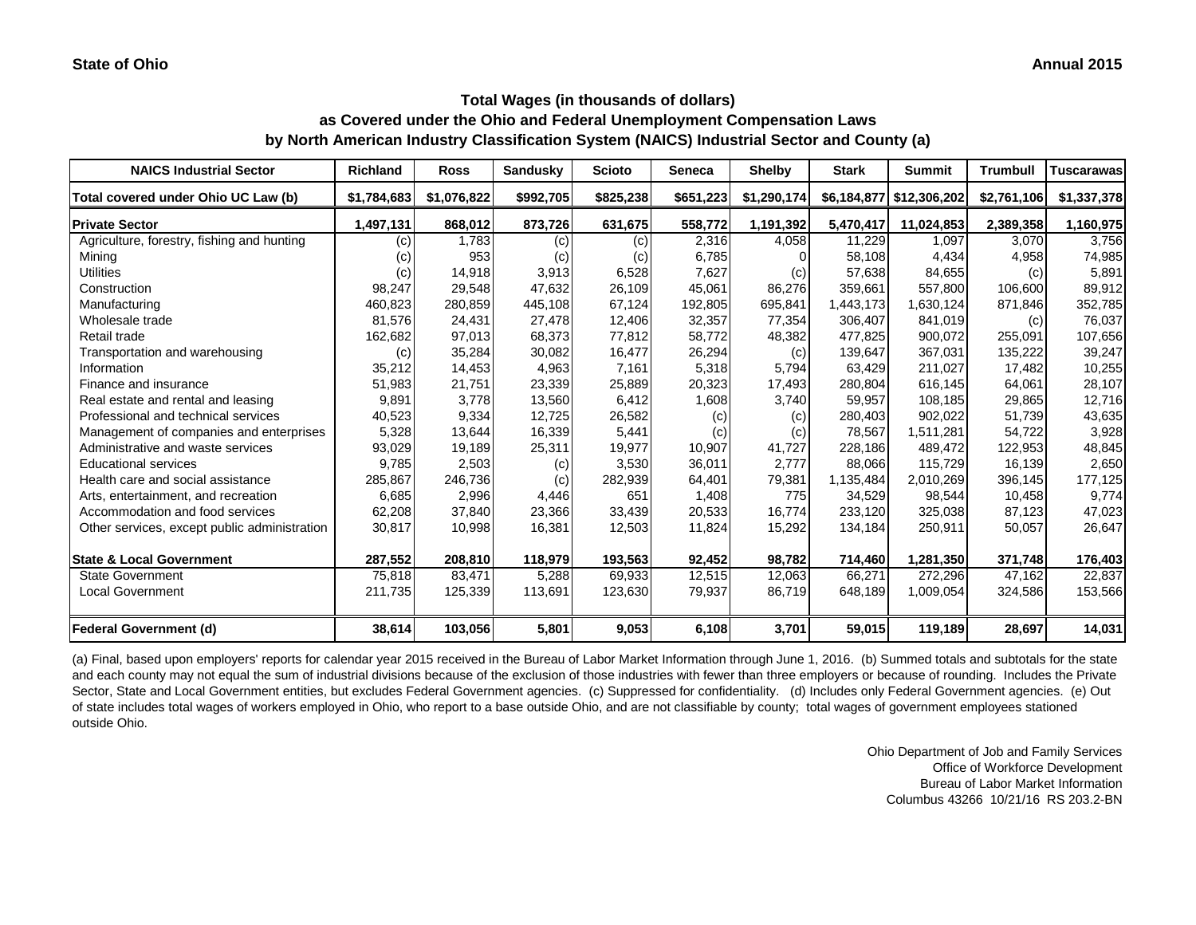**State of Ohio** **Annual 2015**

### Total Wages (in thousands of dollars)
### as Covered under the Ohio and Federal Unemployment Compensation Laws
### by North American Industry Classification System (NAICS) Industrial Sector and County (a)

| NAICS Industrial Sector | Richland | Ross | Sandusky | Scioto | Seneca | Shelby | Stark | Summit | Trumbull | Tuscarawas |
|---|---|---|---|---|---|---|---|---|---|---|
| Total covered under Ohio UC Law (b) | $1,784,683 | $1,076,822 | $992,705 | $825,238 | $651,223 | $1,290,174 | $6,184,877 | $12,306,202 | $2,761,106 | $1,337,378 |
| **Private Sector** | 1,497,131 | 868,012 | 873,726 | 631,675 | 558,772 | 1,191,392 | 5,470,417 | 11,024,853 | 2,389,358 | 1,160,975 |
| Agriculture, forestry, fishing and hunting | (c) | 1,783 | (c) | (c) | 2,316 | 4,058 | 11,229 | 1,097 | 3,070 | 3,756 |
| Mining | (c) | 953 | (c) | (c) | 6,785 | 0 | 58,108 | 4,434 | 4,958 | 74,985 |
| Utilities | (c) | 14,918 | 3,913 | 6,528 | 7,627 | (c) | 57,638 | 84,655 | (c) | 5,891 |
| Construction | 98,247 | 29,548 | 47,632 | 26,109 | 45,061 | 86,276 | 359,661 | 557,800 | 106,600 | 89,912 |
| Manufacturing | 460,823 | 280,859 | 445,108 | 67,124 | 192,805 | 695,841 | 1,443,173 | 1,630,124 | 871,846 | 352,785 |
| Wholesale trade | 81,576 | 24,431 | 27,478 | 12,406 | 32,357 | 77,354 | 306,407 | 841,019 | (c) | 76,037 |
| Retail trade | 162,682 | 97,013 | 68,373 | 77,812 | 58,772 | 48,382 | 477,825 | 900,072 | 255,091 | 107,656 |
| Transportation and warehousing | (c) | 35,284 | 30,082 | 16,477 | 26,294 | (c) | 139,647 | 367,031 | 135,222 | 39,247 |
| Information | 35,212 | 14,453 | 4,963 | 7,161 | 5,318 | 5,794 | 63,429 | 211,027 | 17,482 | 10,255 |
| Finance and insurance | 51,983 | 21,751 | 23,339 | 25,889 | 20,323 | 17,493 | 280,804 | 616,145 | 64,061 | 28,107 |
| Real estate and rental and leasing | 9,891 | 3,778 | 13,560 | 6,412 | 1,608 | 3,740 | 59,957 | 108,185 | 29,865 | 12,716 |
| Professional and technical services | 40,523 | 9,334 | 12,725 | 26,582 | (c) | (c) | 280,403 | 902,022 | 51,739 | 43,635 |
| Management of companies and enterprises | 5,328 | 13,644 | 16,339 | 5,441 | (c) | (c) | 78,567 | 1,511,281 | 54,722 | 3,928 |
| Administrative and waste services | 93,029 | 19,189 | 25,311 | 19,977 | 10,907 | 41,727 | 228,186 | 489,472 | 122,953 | 48,845 |
| Educational services | 9,785 | 2,503 | (c) | 3,530 | 36,011 | 2,777 | 88,066 | 115,729 | 16,139 | 2,650 |
| Health care and social assistance | 285,867 | 246,736 | (c) | 282,939 | 64,401 | 79,381 | 1,135,484 | 2,010,269 | 396,145 | 177,125 |
| Arts, entertainment, and recreation | 6,685 | 2,996 | 4,446 | 651 | 1,408 | 775 | 34,529 | 98,544 | 10,458 | 9,774 |
| Accommodation and food services | 62,208 | 37,840 | 23,366 | 33,439 | 20,533 | 16,774 | 233,120 | 325,038 | 87,123 | 47,023 |
| Other services, except public administration | 30,817 | 10,998 | 16,381 | 12,503 | 11,824 | 15,292 | 134,184 | 250,911 | 50,057 | 26,647 |
| **State & Local Government** | 287,552 | 208,810 | 118,979 | 193,563 | 92,452 | 98,782 | 714,460 | 1,281,350 | 371,748 | 176,403 |
| State Government | 75,818 | 83,471 | 5,288 | 69,933 | 12,515 | 12,063 | 66,271 | 272,296 | 47,162 | 22,837 |
| Local Government | 211,735 | 125,339 | 113,691 | 123,630 | 79,937 | 86,719 | 648,189 | 1,009,054 | 324,586 | 153,566 |
| **Federal Government (d)** | 38,614 | 103,056 | 5,801 | 9,053 | 6,108 | 3,701 | 59,015 | 119,189 | 28,697 | 14,031 |

(a) Final, based upon employers' reports for calendar year 2015 received in the Bureau of Labor Market Information through June 1, 2016. (b) Summed totals and subtotals for the state and each county may not equal the sum of industrial divisions because of the exclusion of those industries with fewer than three employers or because of rounding. Includes the Private Sector, State and Local Government entities, but excludes Federal Government agencies. (c) Suppressed for confidentiality. (d) Includes only Federal Government agencies. (e) Out of state includes total wages of workers employed in Ohio, who report to a base outside Ohio, and are not classifiable by county; total wages of government employees stationed outside Ohio.

Ohio Department of Job and Family Services
Office of Workforce Development
Bureau of Labor Market Information
Columbus 43266 10/21/16 RS 203.2-BN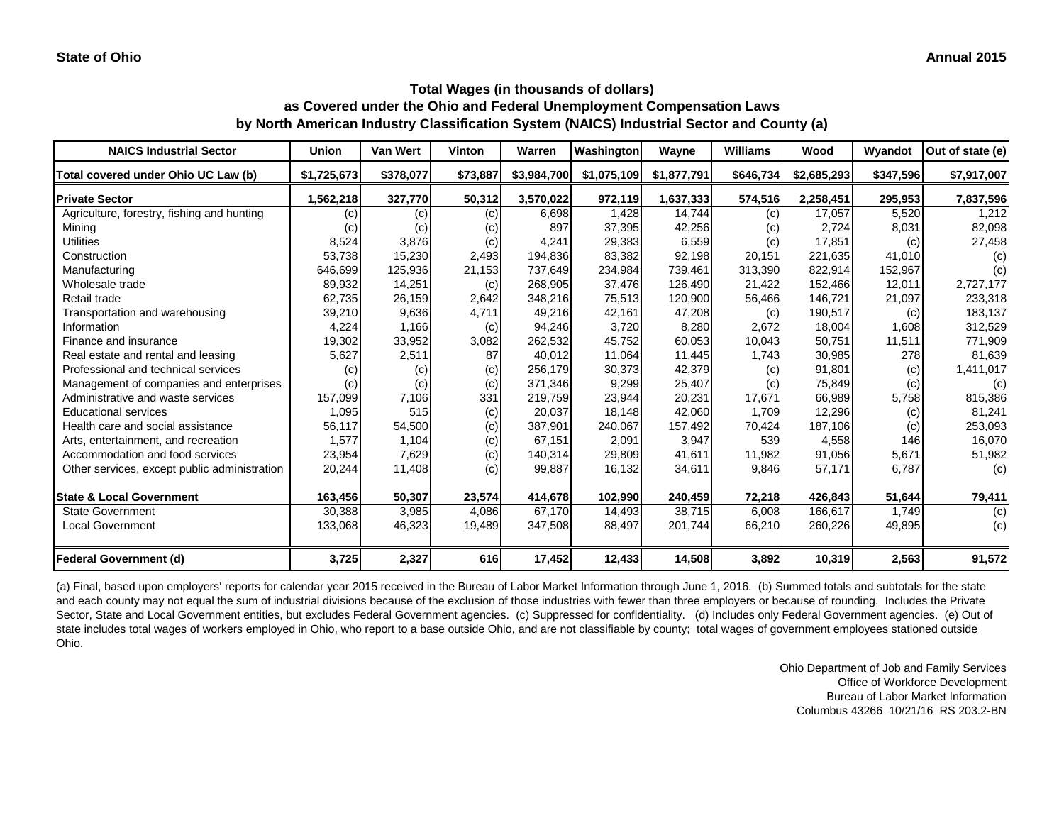**State of Ohio** **Annual 2015**

### Total Wages (in thousands of dollars)
### as Covered under the Ohio and Federal Unemployment Compensation Laws
### by North American Industry Classification System (NAICS) Industrial Sector and County (a)

| NAICS Industrial Sector | Union | Van Wert | Vinton | Warren | Washington | Wayne | Williams | Wood | Wyandot | Out of state (e) |
|---|---|---|---|---|---|---|---|---|---|---|
| **Total covered under Ohio UC Law (b)** | **$1,725,673** | **$378,077** | **$73,887** | **$3,984,700** | **$1,075,109** | **$1,877,791** | **$646,734** | **$2,685,293** | **$347,596** | **$7,917,007** |
| **Private Sector** | **1,562,218** | **327,770** | **50,312** | **3,570,022** | **972,119** | **1,637,333** | **574,516** | **2,258,451** | **295,953** | **7,837,596** |
| Agriculture, forestry, fishing and hunting | (c) | (c) | (c) | 6,698 | 1,428 | 14,744 | (c) | 17,057 | 5,520 | 1,212 |
| Mining | (c) | (c) | (c) | 897 | 37,395 | 42,256 | (c) | 2,724 | 8,031 | 82,098 |
| Utilities | 8,524 | 3,876 | (c) | 4,241 | 29,383 | 6,559 | (c) | 17,851 | (c) | 27,458 |
| Construction | 53,738 | 15,230 | 2,493 | 194,836 | 83,382 | 92,198 | 20,151 | 221,635 | 41,010 | (c) |
| Manufacturing | 646,699 | 125,936 | 21,153 | 737,649 | 234,984 | 739,461 | 313,390 | 822,914 | 152,967 | (c) |
| Wholesale trade | 89,932 | 14,251 | (c) | 268,905 | 37,476 | 126,490 | 21,422 | 152,466 | 12,011 | 2,727,177 |
| Retail trade | 62,735 | 26,159 | 2,642 | 348,216 | 75,513 | 120,900 | 56,466 | 146,721 | 21,097 | 233,318 |
| Transportation and warehousing | 39,210 | 9,636 | 4,711 | 49,216 | 42,161 | 47,208 | (c) | 190,517 | (c) | 183,137 |
| Information | 4,224 | 1,166 | (c) | 94,246 | 3,720 | 8,280 | 2,672 | 18,004 | 1,608 | 312,529 |
| Finance and insurance | 19,302 | 33,952 | 3,082 | 262,532 | 45,752 | 60,053 | 10,043 | 50,751 | 11,511 | 771,909 |
| Real estate and rental and leasing | 5,627 | 2,511 | 87 | 40,012 | 11,064 | 11,445 | 1,743 | 30,985 | 278 | 81,639 |
| Professional and technical services | (c) | (c) | (c) | 256,179 | 30,373 | 42,379 | (c) | 91,801 | (c) | 1,411,017 |
| Management of companies and enterprises | (c) | (c) | (c) | 371,346 | 9,299 | 25,407 | (c) | 75,849 | (c) | (c) |
| Administrative and waste services | 157,099 | 7,106 | 331 | 219,759 | 23,944 | 20,231 | 17,671 | 66,989 | 5,758 | 815,386 |
| Educational services | 1,095 | 515 | (c) | 20,037 | 18,148 | 42,060 | 1,709 | 12,296 | (c) | 81,241 |
| Health care and social assistance | 56,117 | 54,500 | (c) | 387,901 | 240,067 | 157,492 | 70,424 | 187,106 | (c) | 253,093 |
| Arts, entertainment, and recreation | 1,577 | 1,104 | (c) | 67,151 | 2,091 | 3,947 | 539 | 4,558 | 146 | 16,070 |
| Accommodation and food services | 23,954 | 7,629 | (c) | 140,314 | 29,809 | 41,611 | 11,982 | 91,056 | 5,671 | 51,982 |
| Other services, except public administration | 20,244 | 11,408 | (c) | 99,887 | 16,132 | 34,611 | 9,846 | 57,171 | 6,787 | (c) |
| **State & Local Government** | **163,456** | **50,307** | **23,574** | **414,678** | **102,990** | **240,459** | **72,218** | **426,843** | **51,644** | **79,411** |
| State Government | 30,388 | 3,985 | 4,086 | 67,170 | 14,493 | 38,715 | 6,008 | 166,617 | 1,749 | (c) |
| Local Government | 133,068 | 46,323 | 19,489 | 347,508 | 88,497 | 201,744 | 66,210 | 260,226 | 49,895 | (c) |
| **Federal Government (d)** | **3,725** | **2,327** | **616** | **17,452** | **12,433** | **14,508** | **3,892** | **10,319** | **2,563** | **91,572** |

(a) Final, based upon employers' reports for calendar year 2015 received in the Bureau of Labor Market Information through June 1, 2016. (b) Summed totals and subtotals for the state and each county may not equal the sum of industrial divisions because of the exclusion of those industries with fewer than three employers or because of rounding. Includes the Private Sector, State and Local Government entities, but excludes Federal Government agencies. (c) Suppressed for confidentiality. (d) Includes only Federal Government agencies. (e) Out of state includes total wages of workers employed in Ohio, who report to a base outside Ohio, and are not classifiable by county; total wages of government employees stationed outside Ohio.

Ohio Department of Job and Family Services
Office of Workforce Development
Bureau of Labor Market Information
Columbus 43266 10/21/16 RS 203.2-BN